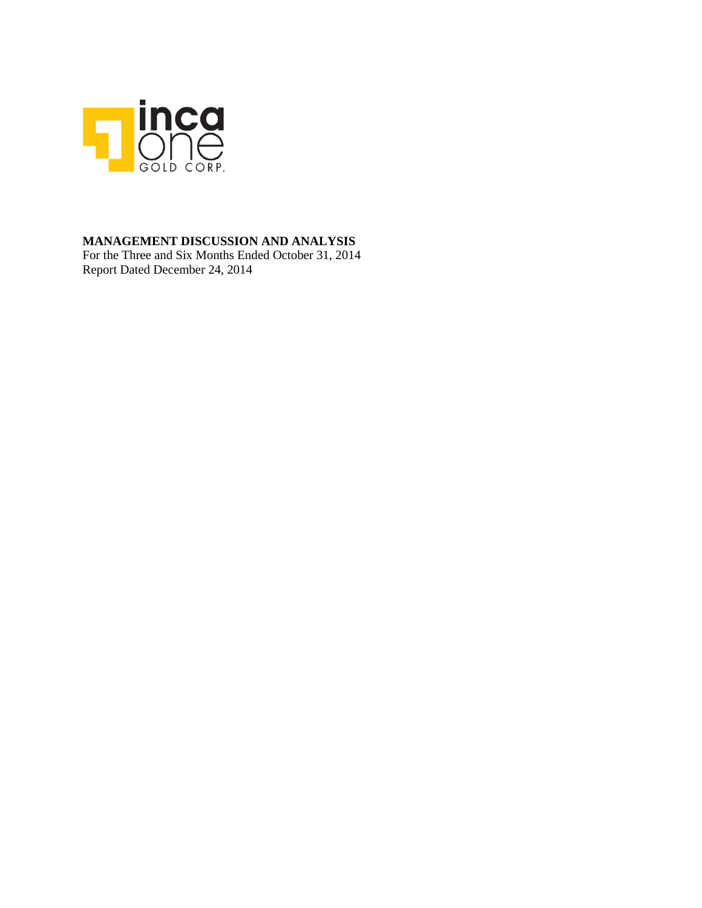inca one GOLD CORP.

**MANAGEMENT DISCUSSION AND ANALYSIS**

For the Three and Six Months Ended October 31, 2014

Report Dated December 24, 2014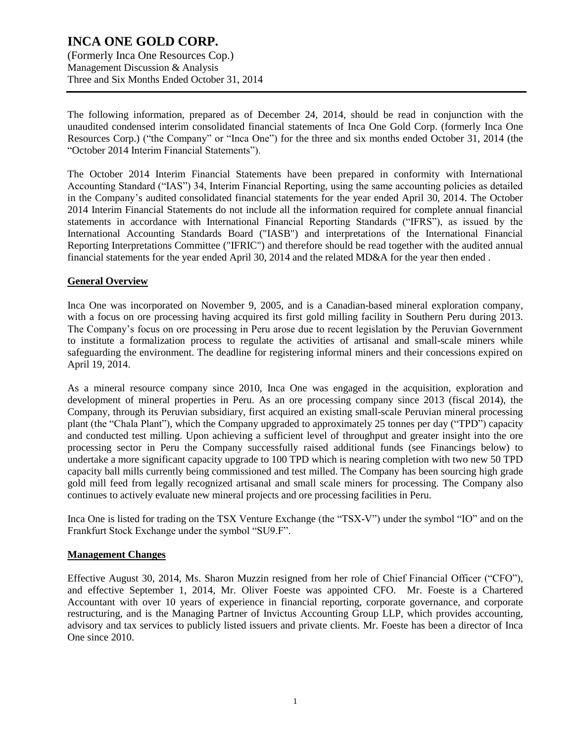**INCA ONE GOLD CORP.**
(Formerly Inca One Resources Cop.)
Management Discussion & Analysis
Three and Six Months Ended October 31, 2014

The following information, prepared as of December 24, 2014, should be read in conjunction with the unaudited condensed interim consolidated financial statements of Inca One Gold Corp. (formerly Inca One Resources Corp.) ("the Company" or "Inca One") for the three and six months ended October 31, 2014 (the "October 2014 Interim Financial Statements").

The October 2014 Interim Financial Statements have been prepared in conformity with International Accounting Standard ("IAS") 34, Interim Financial Reporting, using the same accounting policies as detailed in the Company's audited consolidated financial statements for the year ended April 30, 2014. The October 2014 Interim Financial Statements do not include all the information required for complete annual financial statements in accordance with International Financial Reporting Standards ("IFRS"), as issued by the International Accounting Standards Board ("IASB") and interpretations of the International Financial Reporting Interpretations Committee ("IFRIC") and therefore should be read together with the audited annual financial statements for the year ended April 30, 2014 and the related MD&A for the year then ended .

## General Overview

Inca One was incorporated on November 9, 2005, and is a Canadian-based mineral exploration company, with a focus on ore processing having acquired its first gold milling facility in Southern Peru during 2013. The Company's focus on ore processing in Peru arose due to recent legislation by the Peruvian Government to institute a formalization process to regulate the activities of artisanal and small-scale miners while safeguarding the environment. The deadline for registering informal miners and their concessions expired on April 19, 2014.

As a mineral resource company since 2010, Inca One was engaged in the acquisition, exploration and development of mineral properties in Peru. As an ore processing company since 2013 (fiscal 2014), the Company, through its Peruvian subsidiary, first acquired an existing small-scale Peruvian mineral processing plant (the "Chala Plant"), which the Company upgraded to approximately 25 tonnes per day ("TPD") capacity and conducted test milling. Upon achieving a sufficient level of throughput and greater insight into the ore processing sector in Peru the Company successfully raised additional funds (see Financings below) to undertake a more significant capacity upgrade to 100 TPD which is nearing completion with two new 50 TPD capacity ball mills currently being commissioned and test milled. The Company has been sourcing high grade gold mill feed from legally recognized artisanal and small scale miners for processing. The Company also continues to actively evaluate new mineral projects and ore processing facilities in Peru.

Inca One is listed for trading on the TSX Venture Exchange (the "TSX-V") under the symbol "IO" and on the Frankfurt Stock Exchange under the symbol "SU9.F".

## Management Changes

Effective August 30, 2014, Ms. Sharon Muzzin resigned from her role of Chief Financial Officer ("CFO"), and effective September 1, 2014, Mr. Oliver Foeste was appointed CFO. Mr. Foeste is a Chartered Accountant with over 10 years of experience in financial reporting, corporate governance, and corporate restructuring, and is the Managing Partner of Invictus Accounting Group LLP, which provides accounting, advisory and tax services to publicly listed issuers and private clients. Mr. Foeste has been a director of Inca One since 2010.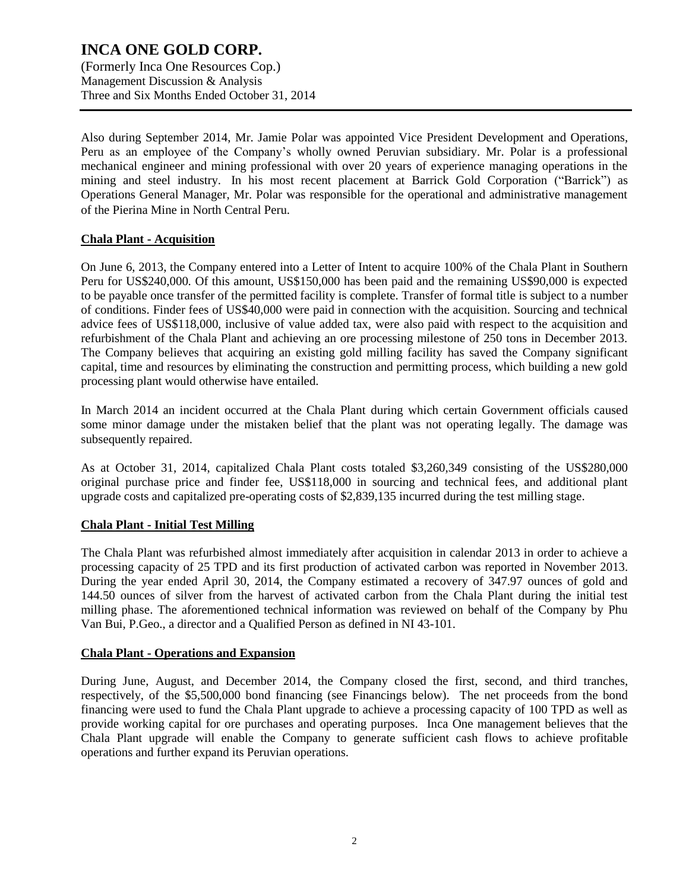Also during September 2014, Mr. Jamie Polar was appointed Vice President Development and Operations, Peru as an employee of the Company's wholly owned Peruvian subsidiary. Mr. Polar is a professional mechanical engineer and mining professional with over 20 years of experience managing operations in the mining and steel industry. In his most recent placement at Barrick Gold Corporation ("Barrick") as Operations General Manager, Mr. Polar was responsible for the operational and administrative management of the Pierina Mine in North Central Peru.

## Chala Plant - Acquisition

On June 6, 2013, the Company entered into a Letter of Intent to acquire 100% of the Chala Plant in Southern Peru for US$240,000. Of this amount, US$150,000 has been paid and the remaining US$90,000 is expected to be payable once transfer of the permitted facility is complete. Transfer of formal title is subject to a number of conditions. Finder fees of US$40,000 were paid in connection with the acquisition. Sourcing and technical advice fees of US$118,000, inclusive of value added tax, were also paid with respect to the acquisition and refurbishment of the Chala Plant and achieving an ore processing milestone of 250 tons in December 2013. The Company believes that acquiring an existing gold milling facility has saved the Company significant capital, time and resources by eliminating the construction and permitting process, which building a new gold processing plant would otherwise have entailed.

In March 2014 an incident occurred at the Chala Plant during which certain Government officials caused some minor damage under the mistaken belief that the plant was not operating legally. The damage was subsequently repaired.

As at October 31, 2014, capitalized Chala Plant costs totaled $3,260,349 consisting of the US$280,000 original purchase price and finder fee, US$118,000 in sourcing and technical fees, and additional plant upgrade costs and capitalized pre-operating costs of $2,839,135 incurred during the test milling stage.

## Chala Plant - Initial Test Milling

The Chala Plant was refurbished almost immediately after acquisition in calendar 2013 in order to achieve a processing capacity of 25 TPD and its first production of activated carbon was reported in November 2013. During the year ended April 30, 2014, the Company estimated a recovery of 347.97 ounces of gold and 144.50 ounces of silver from the harvest of activated carbon from the Chala Plant during the initial test milling phase. The aforementioned technical information was reviewed on behalf of the Company by Phu Van Bui, P.Geo., a director and a Qualified Person as defined in NI 43-101.

## Chala Plant - Operations and Expansion

During June, August, and December 2014, the Company closed the first, second, and third tranches, respectively, of the $5,500,000 bond financing (see Financings below). The net proceeds from the bond financing were used to fund the Chala Plant upgrade to achieve a processing capacity of 100 TPD as well as provide working capital for ore purchases and operating purposes. Inca One management believes that the Chala Plant upgrade will enable the Company to generate sufficient cash flows to achieve profitable operations and further expand its Peruvian operations.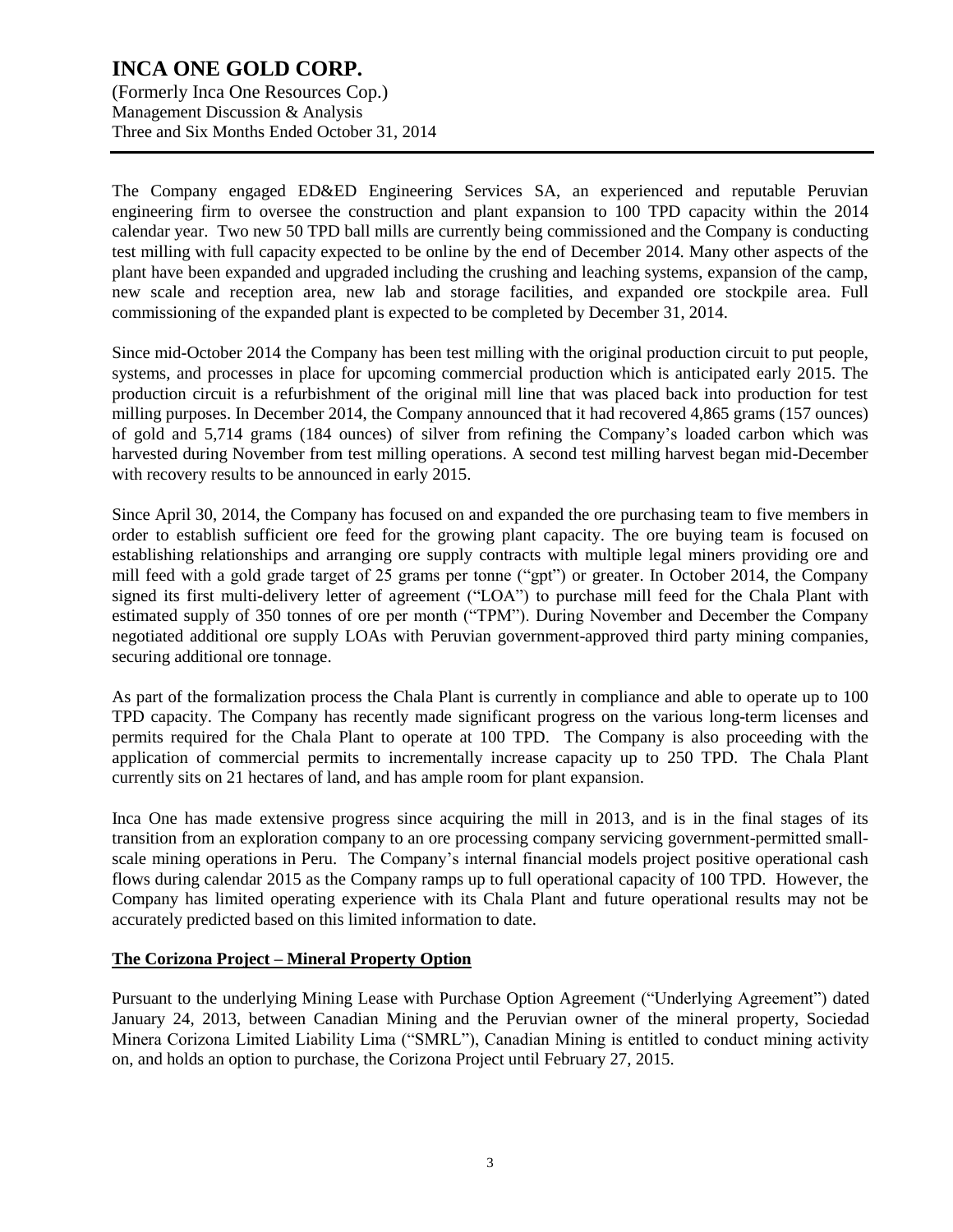The Company engaged ED&ED Engineering Services SA, an experienced and reputable Peruvian engineering firm to oversee the construction and plant expansion to 100 TPD capacity within the 2014 calendar year. Two new 50 TPD ball mills are currently being commissioned and the Company is conducting test milling with full capacity expected to be online by the end of December 2014. Many other aspects of the plant have been expanded and upgraded including the crushing and leaching systems, expansion of the camp, new scale and reception area, new lab and storage facilities, and expanded ore stockpile area. Full commissioning of the expanded plant is expected to be completed by December 31, 2014.

Since mid-October 2014 the Company has been test milling with the original production circuit to put people, systems, and processes in place for upcoming commercial production which is anticipated early 2015. The production circuit is a refurbishment of the original mill line that was placed back into production for test milling purposes. In December 2014, the Company announced that it had recovered 4,865 grams (157 ounces) of gold and 5,714 grams (184 ounces) of silver from refining the Company's loaded carbon which was harvested during November from test milling operations. A second test milling harvest began mid-December with recovery results to be announced in early 2015.

Since April 30, 2014, the Company has focused on and expanded the ore purchasing team to five members in order to establish sufficient ore feed for the growing plant capacity. The ore buying team is focused on establishing relationships and arranging ore supply contracts with multiple legal miners providing ore and mill feed with a gold grade target of 25 grams per tonne ("gpt") or greater. In October 2014, the Company signed its first multi-delivery letter of agreement ("LOA") to purchase mill feed for the Chala Plant with estimated supply of 350 tonnes of ore per month ("TPM"). During November and December the Company negotiated additional ore supply LOAs with Peruvian government-approved third party mining companies, securing additional ore tonnage.

As part of the formalization process the Chala Plant is currently in compliance and able to operate up to 100 TPD capacity. The Company has recently made significant progress on the various long-term licenses and permits required for the Chala Plant to operate at 100 TPD. The Company is also proceeding with the application of commercial permits to incrementally increase capacity up to 250 TPD. The Chala Plant currently sits on 21 hectares of land, and has ample room for plant expansion.

Inca One has made extensive progress since acquiring the mill in 2013, and is in the final stages of its transition from an exploration company to an ore processing company servicing government-permitted small-scale mining operations in Peru. The Company's internal financial models project positive operational cash flows during calendar 2015 as the Company ramps up to full operational capacity of 100 TPD. However, the Company has limited operating experience with its Chala Plant and future operational results may not be accurately predicted based on this limited information to date.

## The Corizona Project – Mineral Property Option

Pursuant to the underlying Mining Lease with Purchase Option Agreement ("Underlying Agreement") dated January 24, 2013, between Canadian Mining and the Peruvian owner of the mineral property, Sociedad Minera Corizona Limited Liability Lima ("SMRL"), Canadian Mining is entitled to conduct mining activity on, and holds an option to purchase, the Corizona Project until February 27, 2015.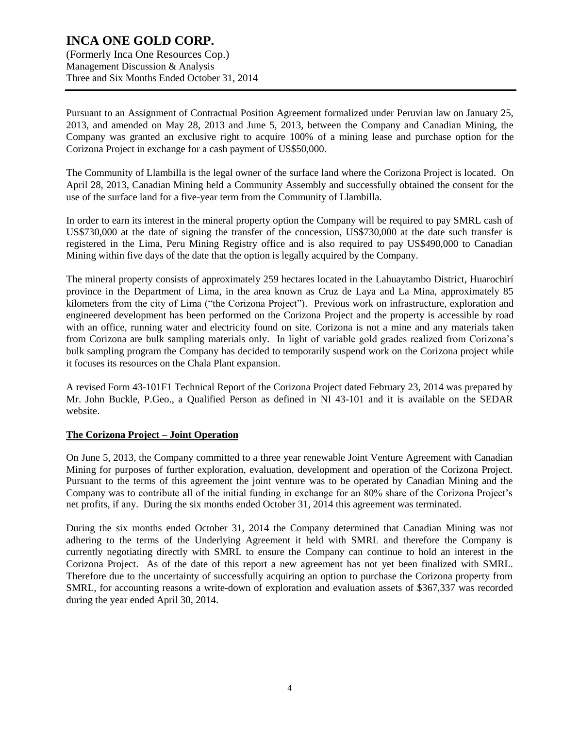Pursuant to an Assignment of Contractual Position Agreement formalized under Peruvian law on January 25, 2013, and amended on May 28, 2013 and June 5, 2013, between the Company and Canadian Mining, the Company was granted an exclusive right to acquire 100% of a mining lease and purchase option for the Corizona Project in exchange for a cash payment of US$50,000.

The Community of Llambilla is the legal owner of the surface land where the Corizona Project is located. On April 28, 2013, Canadian Mining held a Community Assembly and successfully obtained the consent for the use of the surface land for a five-year term from the Community of Llambilla.

In order to earn its interest in the mineral property option the Company will be required to pay SMRL cash of US$730,000 at the date of signing the transfer of the concession, US$730,000 at the date such transfer is registered in the Lima, Peru Mining Registry office and is also required to pay US$490,000 to Canadian Mining within five days of the date that the option is legally acquired by the Company.

The mineral property consists of approximately 259 hectares located in the Lahuaytambo District, Huarochirí province in the Department of Lima, in the area known as Cruz de Laya and La Mina, approximately 85 kilometers from the city of Lima ("the Corizona Project"). Previous work on infrastructure, exploration and engineered development has been performed on the Corizona Project and the property is accessible by road with an office, running water and electricity found on site. Corizona is not a mine and any materials taken from Corizona are bulk sampling materials only. In light of variable gold grades realized from Corizona's bulk sampling program the Company has decided to temporarily suspend work on the Corizona project while it focuses its resources on the Chala Plant expansion.

A revised Form 43-101F1 Technical Report of the Corizona Project dated February 23, 2014 was prepared by Mr. John Buckle, P.Geo., a Qualified Person as defined in NI 43-101 and it is available on the SEDAR website.

## The Corizona Project – Joint Operation

On June 5, 2013, the Company committed to a three year renewable Joint Venture Agreement with Canadian Mining for purposes of further exploration, evaluation, development and operation of the Corizona Project. Pursuant to the terms of this agreement the joint venture was to be operated by Canadian Mining and the Company was to contribute all of the initial funding in exchange for an 80% share of the Corizona Project's net profits, if any. During the six months ended October 31, 2014 this agreement was terminated.

During the six months ended October 31, 2014 the Company determined that Canadian Mining was not adhering to the terms of the Underlying Agreement it held with SMRL and therefore the Company is currently negotiating directly with SMRL to ensure the Company can continue to hold an interest in the Corizona Project. As of the date of this report a new agreement has not yet been finalized with SMRL. Therefore due to the uncertainty of successfully acquiring an option to purchase the Corizona property from SMRL, for accounting reasons a write-down of exploration and evaluation assets of $367,337 was recorded during the year ended April 30, 2014.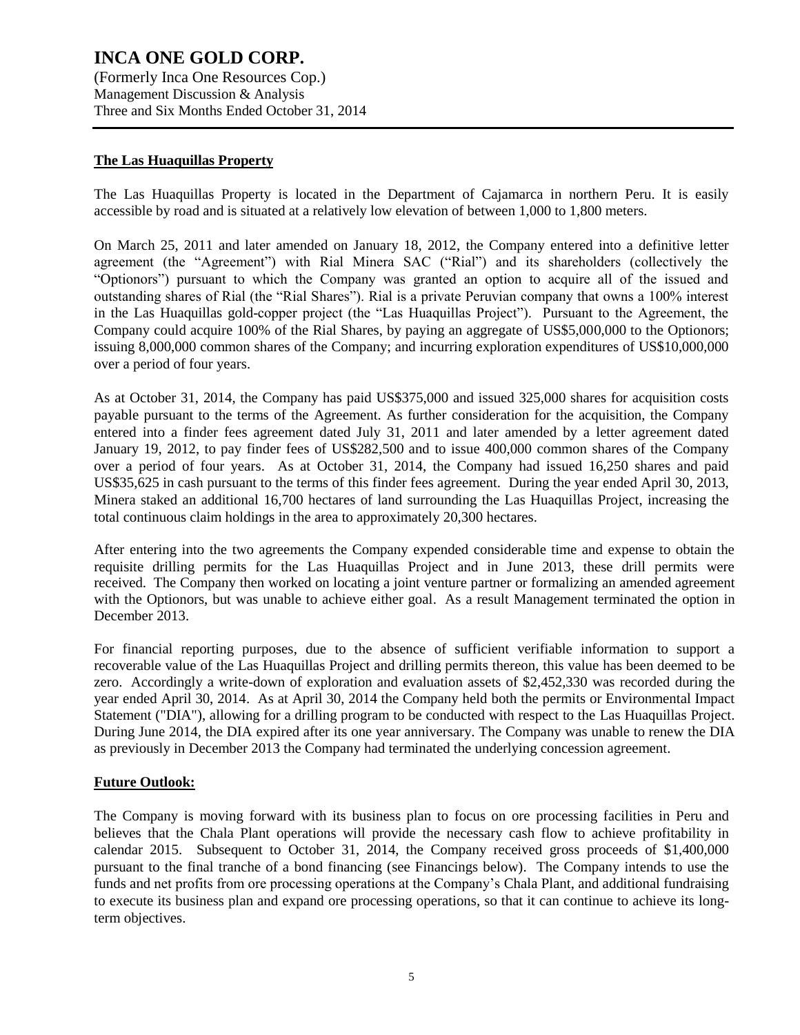## The Las Huaquillas Property

The Las Huaquillas Property is located in the Department of Cajamarca in northern Peru. It is easily accessible by road and is situated at a relatively low elevation of between 1,000 to 1,800 meters.

On March 25, 2011 and later amended on January 18, 2012, the Company entered into a definitive letter agreement (the "Agreement") with Rial Minera SAC ("Rial") and its shareholders (collectively the "Optionors") pursuant to which the Company was granted an option to acquire all of the issued and outstanding shares of Rial (the "Rial Shares"). Rial is a private Peruvian company that owns a 100% interest in the Las Huaquillas gold-copper project (the "Las Huaquillas Project"). Pursuant to the Agreement, the Company could acquire 100% of the Rial Shares, by paying an aggregate of US$5,000,000 to the Optionors; issuing 8,000,000 common shares of the Company; and incurring exploration expenditures of US$10,000,000 over a period of four years.

As at October 31, 2014, the Company has paid US$375,000 and issued 325,000 shares for acquisition costs payable pursuant to the terms of the Agreement. As further consideration for the acquisition, the Company entered into a finder fees agreement dated July 31, 2011 and later amended by a letter agreement dated January 19, 2012, to pay finder fees of US$282,500 and to issue 400,000 common shares of the Company over a period of four years. As at October 31, 2014, the Company had issued 16,250 shares and paid US$35,625 in cash pursuant to the terms of this finder fees agreement. During the year ended April 30, 2013, Minera staked an additional 16,700 hectares of land surrounding the Las Huaquillas Project, increasing the total continuous claim holdings in the area to approximately 20,300 hectares.

After entering into the two agreements the Company expended considerable time and expense to obtain the requisite drilling permits for the Las Huaquillas Project and in June 2013, these drill permits were received. The Company then worked on locating a joint venture partner or formalizing an amended agreement with the Optionors, but was unable to achieve either goal. As a result Management terminated the option in December 2013.

For financial reporting purposes, due to the absence of sufficient verifiable information to support a recoverable value of the Las Huaquillas Project and drilling permits thereon, this value has been deemed to be zero. Accordingly a write-down of exploration and evaluation assets of $2,452,330 was recorded during the year ended April 30, 2014. As at April 30, 2014 the Company held both the permits or Environmental Impact Statement ("DIA"), allowing for a drilling program to be conducted with respect to the Las Huaquillas Project. During June 2014, the DIA expired after its one year anniversary. The Company was unable to renew the DIA as previously in December 2013 the Company had terminated the underlying concession agreement.

## Future Outlook:

The Company is moving forward with its business plan to focus on ore processing facilities in Peru and believes that the Chala Plant operations will provide the necessary cash flow to achieve profitability in calendar 2015. Subsequent to October 31, 2014, the Company received gross proceeds of $1,400,000 pursuant to the final tranche of a bond financing (see Financings below). The Company intends to use the funds and net profits from ore processing operations at the Company's Chala Plant, and additional fundraising to execute its business plan and expand ore processing operations, so that it can continue to achieve its long-term objectives.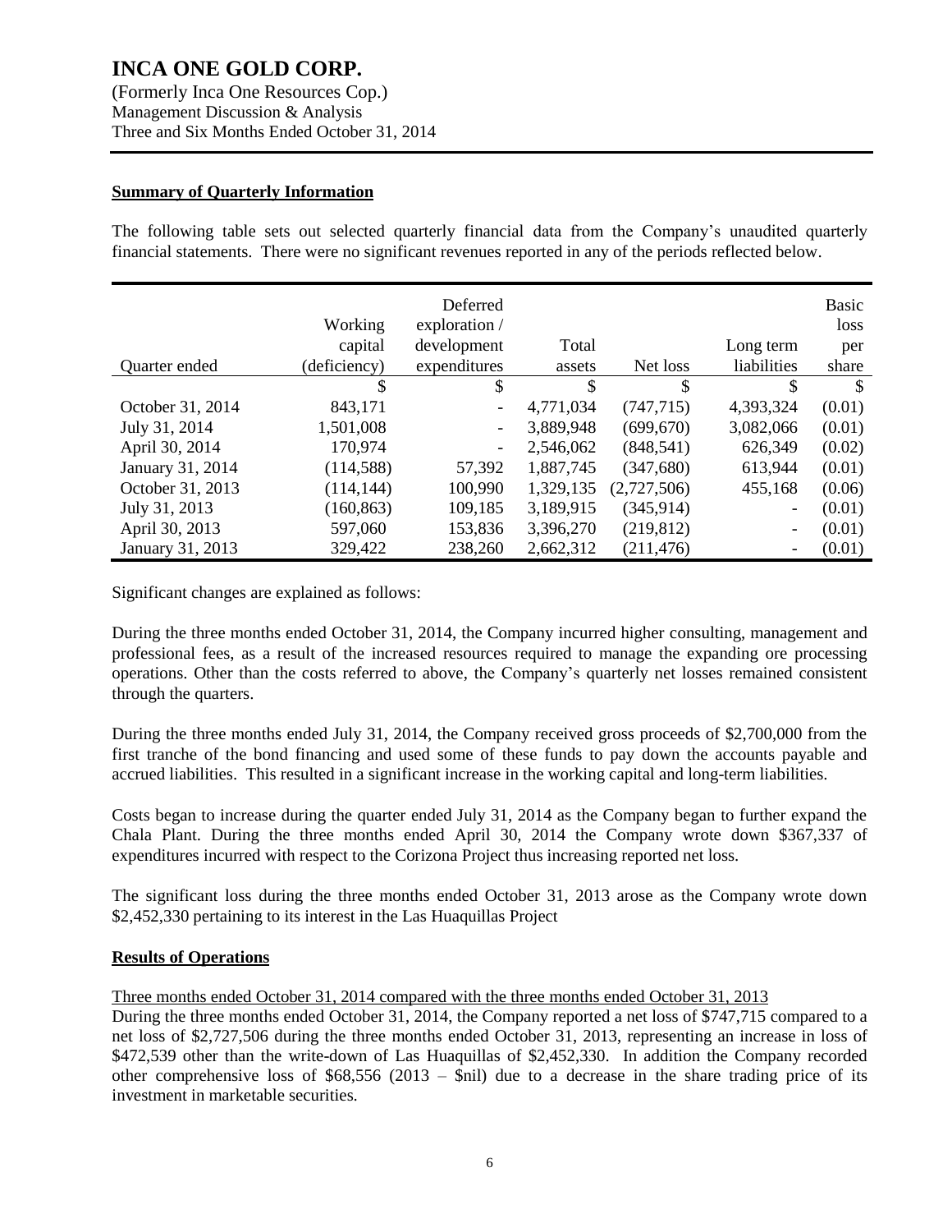## Summary of Quarterly Information

The following table sets out selected quarterly financial data from the Company's unaudited quarterly financial statements. There were no significant revenues reported in any of the periods reflected below.

| Quarter ended | Working capital (deficiency) | Deferred exploration / development expenditures | Total assets | Net loss | Long term liabilities | Basic loss per share |
|---|---|---|---|---|---|---|
| | $ | $ | $ | $ | $ | $ |
| October 31, 2014 | 843,171 | - | 4,771,034 | (747,715) | 4,393,324 | (0.01) |
| July 31, 2014 | 1,501,008 | - | 3,889,948 | (699,670) | 3,082,066 | (0.01) |
| April 30, 2014 | 170,974 | - | 2,546,062 | (848,541) | 626,349 | (0.02) |
| January 31, 2014 | (114,588) | 57,392 | 1,887,745 | (347,680) | 613,944 | (0.01) |
| October 31, 2013 | (114,144) | 100,990 | 1,329,135 | (2,727,506) | 455,168 | (0.06) |
| July 31, 2013 | (160,863) | 109,185 | 3,189,915 | (345,914) | - | (0.01) |
| April 30, 2013 | 597,060 | 153,836 | 3,396,270 | (219,812) | - | (0.01) |
| January 31, 2013 | 329,422 | 238,260 | 2,662,312 | (211,476) | - | (0.01) |

Significant changes are explained as follows:

During the three months ended October 31, 2014, the Company incurred higher consulting, management and professional fees, as a result of the increased resources required to manage the expanding ore processing operations. Other than the costs referred to above, the Company's quarterly net losses remained consistent through the quarters.

During the three months ended July 31, 2014, the Company received gross proceeds of $2,700,000 from the first tranche of the bond financing and used some of these funds to pay down the accounts payable and accrued liabilities. This resulted in a significant increase in the working capital and long-term liabilities.

Costs began to increase during the quarter ended July 31, 2014 as the Company began to further expand the Chala Plant. During the three months ended April 30, 2014 the Company wrote down $367,337 of expenditures incurred with respect to the Corizona Project thus increasing reported net loss.

The significant loss during the three months ended October 31, 2013 arose as the Company wrote down $2,452,330 pertaining to its interest in the Las Huaquillas Project

## Results of Operations

Three months ended October 31, 2014 compared with the three months ended October 31, 2013

During the three months ended October 31, 2014, the Company reported a net loss of $747,715 compared to a net loss of $2,727,506 during the three months ended October 31, 2013, representing an increase in loss of $472,539 other than the write-down of Las Huaquillas of $2,452,330. In addition the Company recorded other comprehensive loss of $68,556 (2013 – $nil) due to a decrease in the share trading price of its investment in marketable securities.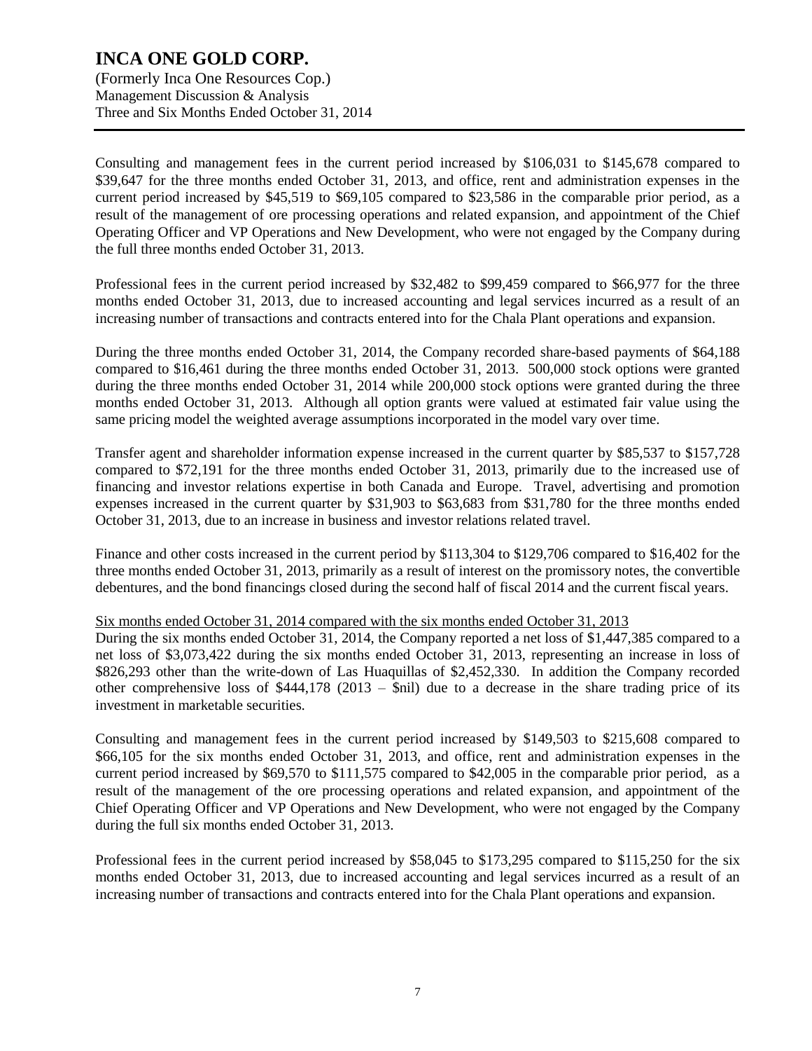Consulting and management fees in the current period increased by $106,031 to $145,678 compared to $39,647 for the three months ended October 31, 2013, and office, rent and administration expenses in the current period increased by $45,519 to $69,105 compared to $23,586 in the comparable prior period, as a result of the management of ore processing operations and related expansion, and appointment of the Chief Operating Officer and VP Operations and New Development, who were not engaged by the Company during the full three months ended October 31, 2013.

Professional fees in the current period increased by $32,482 to $99,459 compared to $66,977 for the three months ended October 31, 2013, due to increased accounting and legal services incurred as a result of an increasing number of transactions and contracts entered into for the Chala Plant operations and expansion.

During the three months ended October 31, 2014, the Company recorded share-based payments of $64,188 compared to $16,461 during the three months ended October 31, 2013. 500,000 stock options were granted during the three months ended October 31, 2014 while 200,000 stock options were granted during the three months ended October 31, 2013. Although all option grants were valued at estimated fair value using the same pricing model the weighted average assumptions incorporated in the model vary over time.

Transfer agent and shareholder information expense increased in the current quarter by $85,537 to $157,728 compared to $72,191 for the three months ended October 31, 2013, primarily due to the increased use of financing and investor relations expertise in both Canada and Europe. Travel, advertising and promotion expenses increased in the current quarter by $31,903 to $63,683 from $31,780 for the three months ended October 31, 2013, due to an increase in business and investor relations related travel.

Finance and other costs increased in the current period by $113,304 to $129,706 compared to $16,402 for the three months ended October 31, 2013, primarily as a result of interest on the promissory notes, the convertible debentures, and the bond financings closed during the second half of fiscal 2014 and the current fiscal years.

<u>Six months ended October 31, 2014 compared with the six months ended October 31, 2013</u>

During the six months ended October 31, 2014, the Company reported a net loss of $1,447,385 compared to a net loss of $3,073,422 during the six months ended October 31, 2013, representing an increase in loss of $826,293 other than the write-down of Las Huaquillas of $2,452,330. In addition the Company recorded other comprehensive loss of $444,178 (2013 – $nil) due to a decrease in the share trading price of its investment in marketable securities.

Consulting and management fees in the current period increased by $149,503 to $215,608 compared to $66,105 for the six months ended October 31, 2013, and office, rent and administration expenses in the current period increased by $69,570 to $111,575 compared to $42,005 in the comparable prior period, as a result of the management of the ore processing operations and related expansion, and appointment of the Chief Operating Officer and VP Operations and New Development, who were not engaged by the Company during the full six months ended October 31, 2013.

Professional fees in the current period increased by $58,045 to $173,295 compared to $115,250 for the six months ended October 31, 2013, due to increased accounting and legal services incurred as a result of an increasing number of transactions and contracts entered into for the Chala Plant operations and expansion.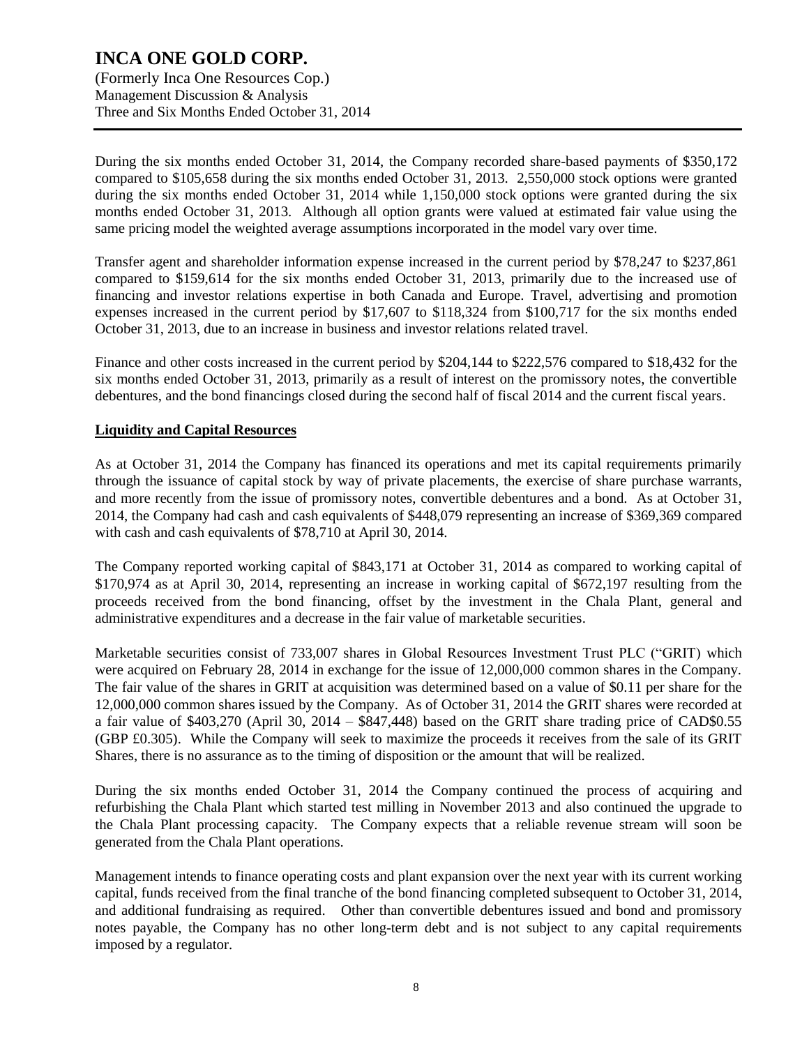During the six months ended October 31, 2014, the Company recorded share-based payments of $350,172 compared to $105,658 during the six months ended October 31, 2013. 2,550,000 stock options were granted during the six months ended October 31, 2014 while 1,150,000 stock options were granted during the six months ended October 31, 2013. Although all option grants were valued at estimated fair value using the same pricing model the weighted average assumptions incorporated in the model vary over time.

Transfer agent and shareholder information expense increased in the current period by $78,247 to $237,861 compared to $159,614 for the six months ended October 31, 2013, primarily due to the increased use of financing and investor relations expertise in both Canada and Europe. Travel, advertising and promotion expenses increased in the current period by $17,607 to $118,324 from $100,717 for the six months ended October 31, 2013, due to an increase in business and investor relations related travel.

Finance and other costs increased in the current period by $204,144 to $222,576 compared to $18,432 for the six months ended October 31, 2013, primarily as a result of interest on the promissory notes, the convertible debentures, and the bond financings closed during the second half of fiscal 2014 and the current fiscal years.

**Liquidity and Capital Resources**

As at October 31, 2014 the Company has financed its operations and met its capital requirements primarily through the issuance of capital stock by way of private placements, the exercise of share purchase warrants, and more recently from the issue of promissory notes, convertible debentures and a bond. As at October 31, 2014, the Company had cash and cash equivalents of $448,079 representing an increase of $369,369 compared with cash and cash equivalents of $78,710 at April 30, 2014.

The Company reported working capital of $843,171 at October 31, 2014 as compared to working capital of $170,974 as at April 30, 2014, representing an increase in working capital of $672,197 resulting from the proceeds received from the bond financing, offset by the investment in the Chala Plant, general and administrative expenditures and a decrease in the fair value of marketable securities.

Marketable securities consist of 733,007 shares in Global Resources Investment Trust PLC ("GRIT) which were acquired on February 28, 2014 in exchange for the issue of 12,000,000 common shares in the Company. The fair value of the shares in GRIT at acquisition was determined based on a value of $0.11 per share for the 12,000,000 common shares issued by the Company. As of October 31, 2014 the GRIT shares were recorded at a fair value of $403,270 (April 30, 2014 – $847,448) based on the GRIT share trading price of CAD$0.55 (GBP £0.305). While the Company will seek to maximize the proceeds it receives from the sale of its GRIT Shares, there is no assurance as to the timing of disposition or the amount that will be realized.

During the six months ended October 31, 2014 the Company continued the process of acquiring and refurbishing the Chala Plant which started test milling in November 2013 and also continued the upgrade to the Chala Plant processing capacity. The Company expects that a reliable revenue stream will soon be generated from the Chala Plant operations.

Management intends to finance operating costs and plant expansion over the next year with its current working capital, funds received from the final tranche of the bond financing completed subsequent to October 31, 2014, and additional fundraising as required. Other than convertible debentures issued and bond and promissory notes payable, the Company has no other long-term debt and is not subject to any capital requirements imposed by a regulator.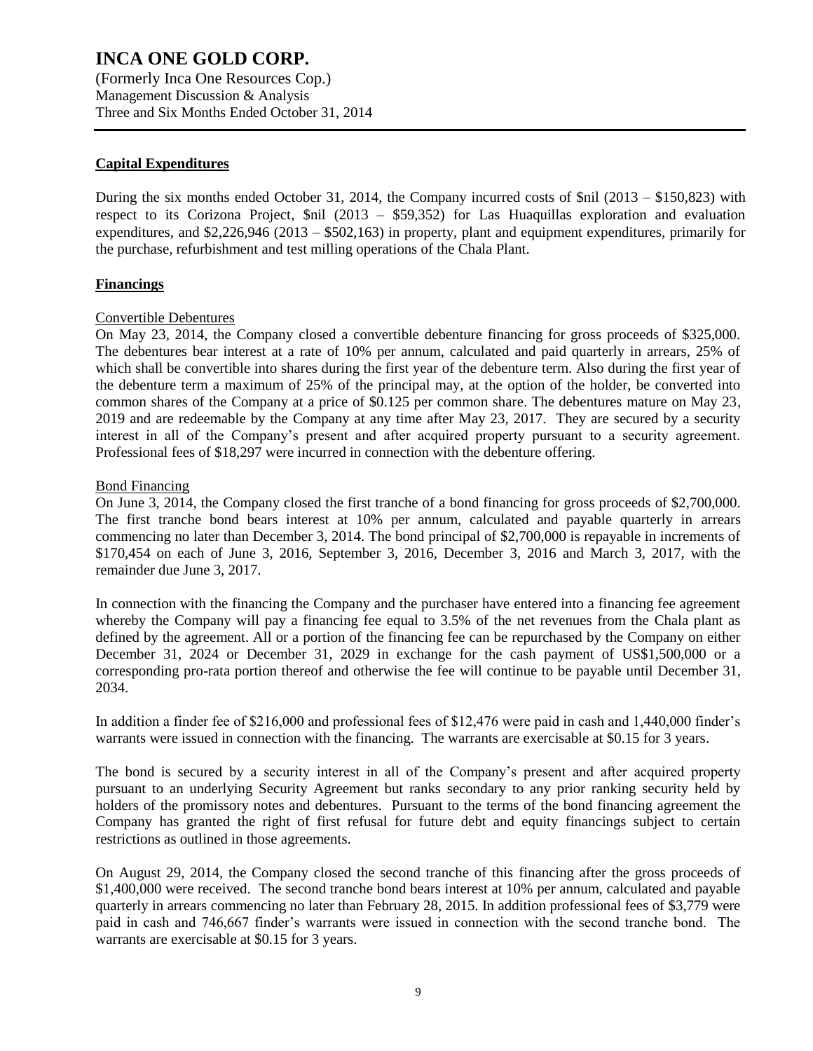## Capital Expenditures

During the six months ended October 31, 2014, the Company incurred costs of $nil (2013 – $150,823) with respect to its Corizona Project, $nil (2013 – $59,352) for Las Huaquillas exploration and evaluation expenditures, and $2,226,946 (2013 – $502,163) in property, plant and equipment expenditures, primarily for the purchase, refurbishment and test milling operations of the Chala Plant.

## Financings

### Convertible Debentures

On May 23, 2014, the Company closed a convertible debenture financing for gross proceeds of $325,000. The debentures bear interest at a rate of 10% per annum, calculated and paid quarterly in arrears, 25% of which shall be convertible into shares during the first year of the debenture term. Also during the first year of the debenture term a maximum of 25% of the principal may, at the option of the holder, be converted into common shares of the Company at a price of $0.125 per common share. The debentures mature on May 23, 2019 and are redeemable by the Company at any time after May 23, 2017. They are secured by a security interest in all of the Company's present and after acquired property pursuant to a security agreement. Professional fees of $18,297 were incurred in connection with the debenture offering.

### Bond Financing

On June 3, 2014, the Company closed the first tranche of a bond financing for gross proceeds of $2,700,000. The first tranche bond bears interest at 10% per annum, calculated and payable quarterly in arrears commencing no later than December 3, 2014. The bond principal of $2,700,000 is repayable in increments of $170,454 on each of June 3, 2016, September 3, 2016, December 3, 2016 and March 3, 2017, with the remainder due June 3, 2017.

In connection with the financing the Company and the purchaser have entered into a financing fee agreement whereby the Company will pay a financing fee equal to 3.5% of the net revenues from the Chala plant as defined by the agreement. All or a portion of the financing fee can be repurchased by the Company on either December 31, 2024 or December 31, 2029 in exchange for the cash payment of US$1,500,000 or a corresponding pro-rata portion thereof and otherwise the fee will continue to be payable until December 31, 2034.

In addition a finder fee of $216,000 and professional fees of $12,476 were paid in cash and 1,440,000 finder's warrants were issued in connection with the financing. The warrants are exercisable at $0.15 for 3 years.

The bond is secured by a security interest in all of the Company's present and after acquired property pursuant to an underlying Security Agreement but ranks secondary to any prior ranking security held by holders of the promissory notes and debentures. Pursuant to the terms of the bond financing agreement the Company has granted the right of first refusal for future debt and equity financings subject to certain restrictions as outlined in those agreements.

On August 29, 2014, the Company closed the second tranche of this financing after the gross proceeds of $1,400,000 were received. The second tranche bond bears interest at 10% per annum, calculated and payable quarterly in arrears commencing no later than February 28, 2015. In addition professional fees of $3,779 were paid in cash and 746,667 finder's warrants were issued in connection with the second tranche bond. The warrants are exercisable at $0.15 for 3 years.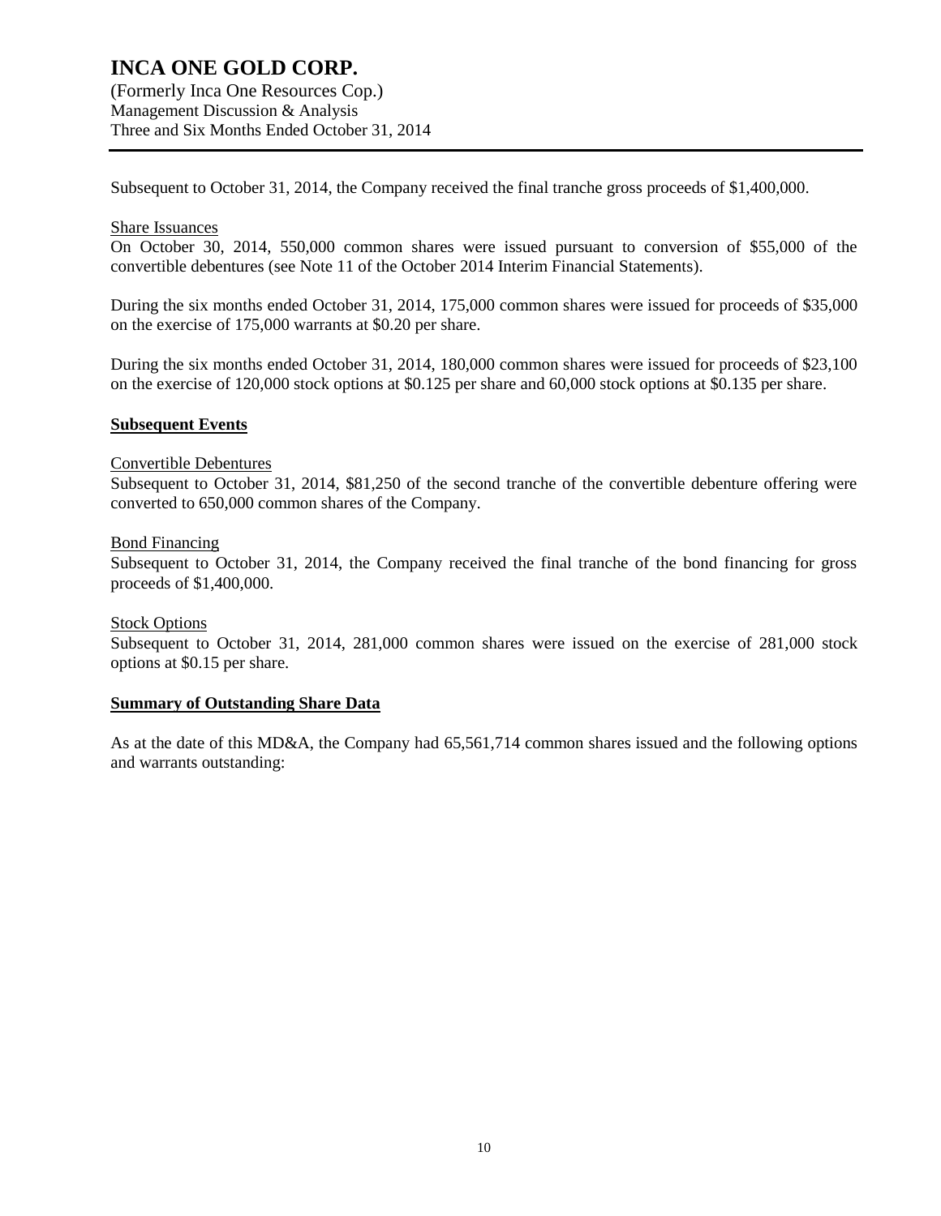Subsequent to October 31, 2014, the Company received the final tranche gross proceeds of $1,400,000.

Share Issuances

On October 30, 2014, 550,000 common shares were issued pursuant to conversion of $55,000 of the convertible debentures (see Note 11 of the October 2014 Interim Financial Statements).

During the six months ended October 31, 2014, 175,000 common shares were issued for proceeds of $35,000 on the exercise of 175,000 warrants at $0.20 per share.

During the six months ended October 31, 2014, 180,000 common shares were issued for proceeds of $23,100 on the exercise of 120,000 stock options at $0.125 per share and 60,000 stock options at $0.135 per share.

## Subsequent Events

Convertible Debentures

Subsequent to October 31, 2014, $81,250 of the second tranche of the convertible debenture offering were converted to 650,000 common shares of the Company.

Bond Financing

Subsequent to October 31, 2014, the Company received the final tranche of the bond financing for gross proceeds of $1,400,000.

Stock Options

Subsequent to October 31, 2014, 281,000 common shares were issued on the exercise of 281,000 stock options at $0.15 per share.

## Summary of Outstanding Share Data

As at the date of this MD&A, the Company had 65,561,714 common shares issued and the following options and warrants outstanding: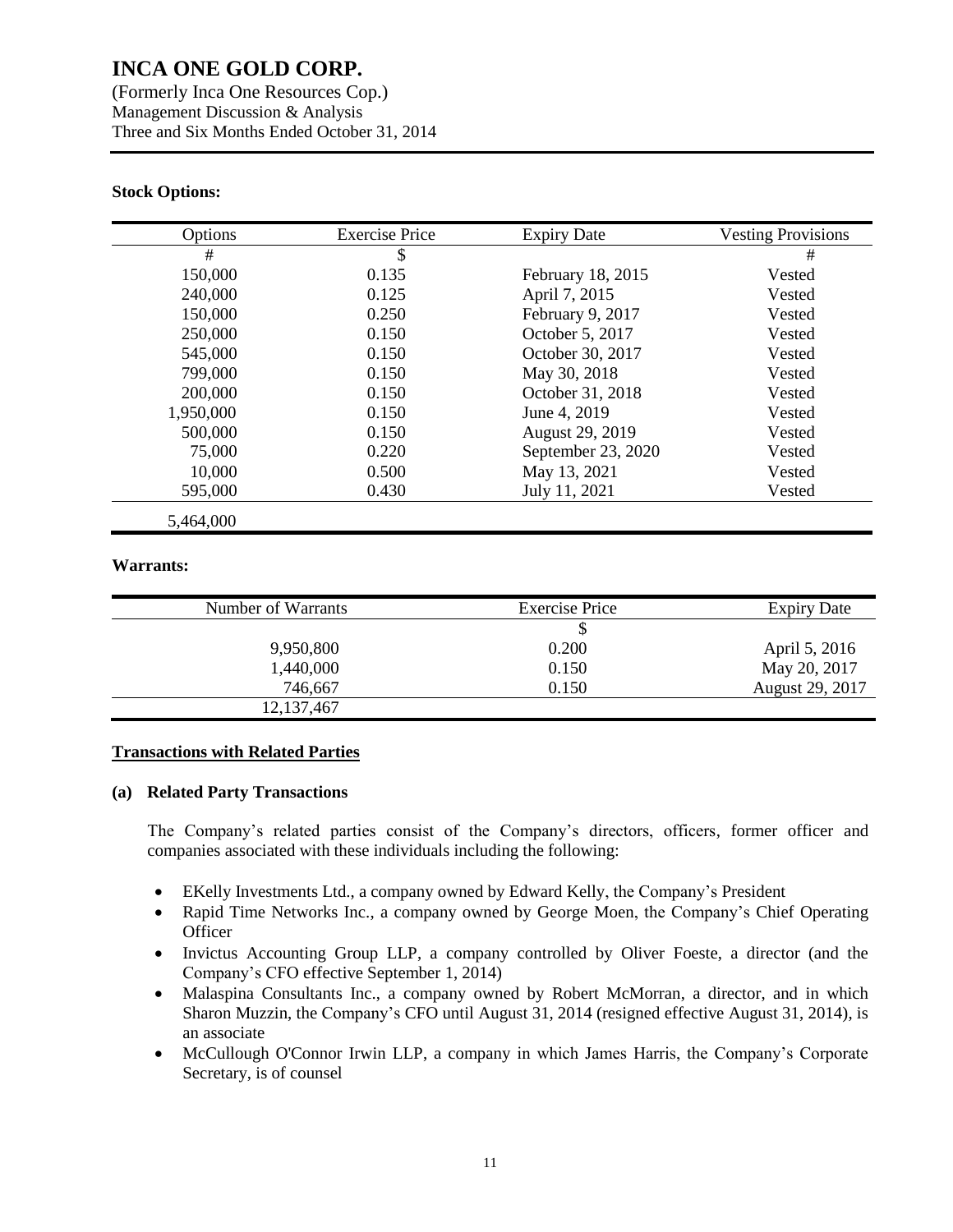**Stock Options:**

| Options | Exercise Price | Expiry Date | Vesting Provisions |
|---|---|---|---|
| # | $ | | # |
| 150,000 | 0.135 | February 18, 2015 | Vested |
| 240,000 | 0.125 | April 7, 2015 | Vested |
| 150,000 | 0.250 | February 9, 2017 | Vested |
| 250,000 | 0.150 | October 5, 2017 | Vested |
| 545,000 | 0.150 | October 30, 2017 | Vested |
| 799,000 | 0.150 | May 30, 2018 | Vested |
| 200,000 | 0.150 | October 31, 2018 | Vested |
| 1,950,000 | 0.150 | June 4, 2019 | Vested |
| 500,000 | 0.150 | August 29, 2019 | Vested |
| 75,000 | 0.220 | September 23, 2020 | Vested |
| 10,000 | 0.500 | May 13, 2021 | Vested |
| 595,000 | 0.430 | July 11, 2021 | Vested |
| 5,464,000 | | | |

**Warrants:**

| Number of Warrants | Exercise Price | Expiry Date |
|---|---|---|
| | $ | |
| 9,950,800 | 0.200 | April 5, 2016 |
| 1,440,000 | 0.150 | May 20, 2017 |
| 746,667 | 0.150 | August 29, 2017 |
| 12,137,467 | | |

## Transactions with Related Parties

### (a) Related Party Transactions

The Company's related parties consist of the Company's directors, officers, former officer and companies associated with these individuals including the following:

- EKelly Investments Ltd., a company owned by Edward Kelly, the Company's President
- Rapid Time Networks Inc., a company owned by George Moen, the Company's Chief Operating Officer
- Invictus Accounting Group LLP, a company controlled by Oliver Foeste, a director (and the Company's CFO effective September 1, 2014)
- Malaspina Consultants Inc., a company owned by Robert McMorran, a director, and in which Sharon Muzzin, the Company's CFO until August 31, 2014 (resigned effective August 31, 2014), is an associate
- McCullough O'Connor Irwin LLP, a company in which James Harris, the Company's Corporate Secretary, is of counsel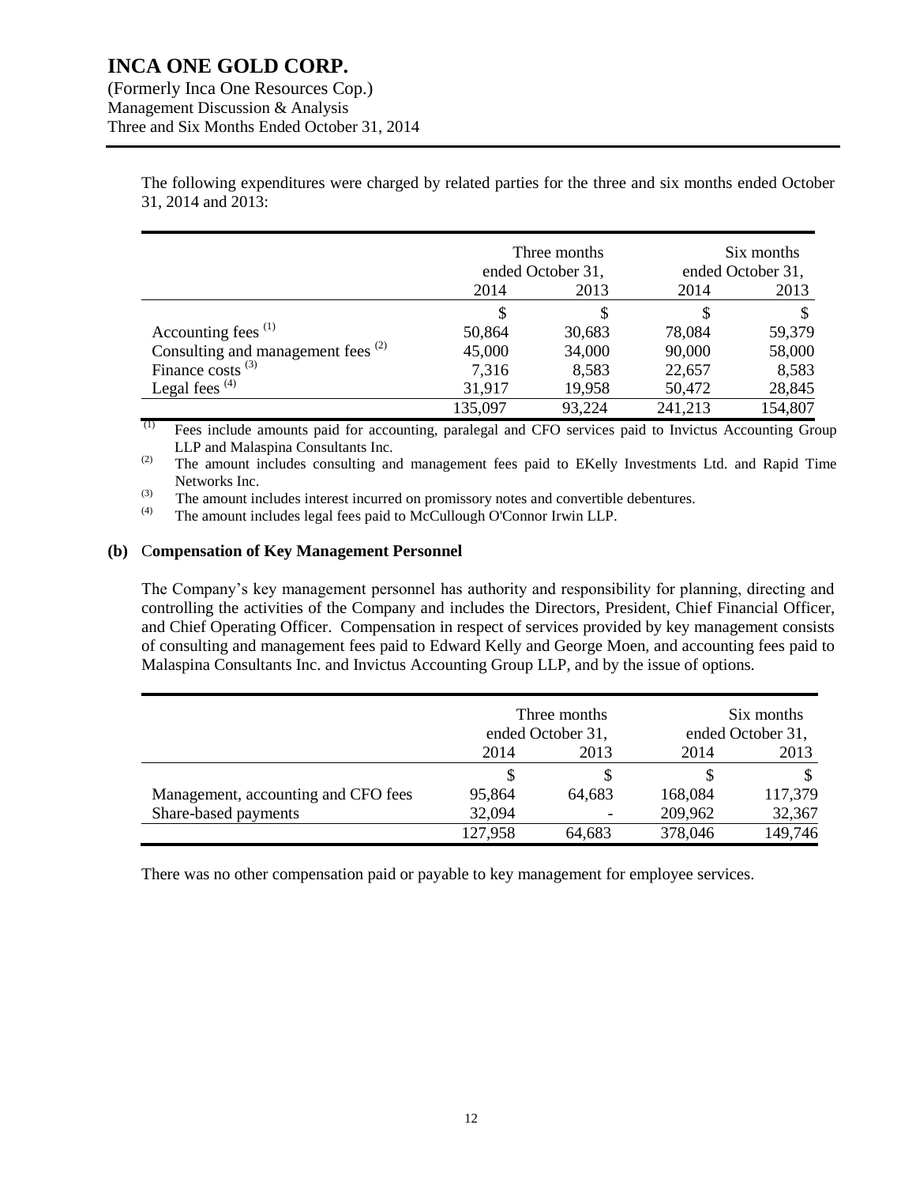The following expenditures were charged by related parties for the three and six months ended October 31, 2014 and 2013:

| | Three months ended October 31, | | Six months ended October 31, | |
|---|---|---|---|---|
| | 2014 | 2013 | 2014 | 2013 |
| | $ | $ | $ | $ |
| Accounting fees [(1)] | 50,864 | 30,683 | 78,084 | 59,379 |
| Consulting and management fees [(2)] | 45,000 | 34,000 | 90,000 | 58,000 |
| Finance costs [(3)] | 7,316 | 8,583 | 22,657 | 8,583 |
| Legal fees [(4)] | 31,917 | 19,958 | 50,472 | 28,845 |
| | 135,097 | 93,224 | 241,213 | 154,807 |

[(1)] Fees include amounts paid for accounting, paralegal and CFO services paid to Invictus Accounting Group LLP and Malaspina Consultants Inc.

[(2)] The amount includes consulting and management fees paid to EKelly Investments Ltd. and Rapid Time Networks Inc.

[(3)] The amount includes interest incurred on promissory notes and convertible debentures.

[(4)] The amount includes legal fees paid to McCullough O'Connor Irwin LLP.

**(b) Compensation of Key Management Personnel**

The Company's key management personnel has authority and responsibility for planning, directing and controlling the activities of the Company and includes the Directors, President, Chief Financial Officer, and Chief Operating Officer. Compensation in respect of services provided by key management consists of consulting and management fees paid to Edward Kelly and George Moen, and accounting fees paid to Malaspina Consultants Inc. and Invictus Accounting Group LLP, and by the issue of options.

| | Three months ended October 31, | | Six months ended October 31, | |
|---|---|---|---|---|
| | 2014 | 2013 | 2014 | 2013 |
| | $ | $ | $ | $ |
| Management, accounting and CFO fees | 95,864 | 64,683 | 168,084 | 117,379 |
| Share-based payments | 32,094 | - | 209,962 | 32,367 |
| | 127,958 | 64,683 | 378,046 | 149,746 |

There was no other compensation paid or payable to key management for employee services.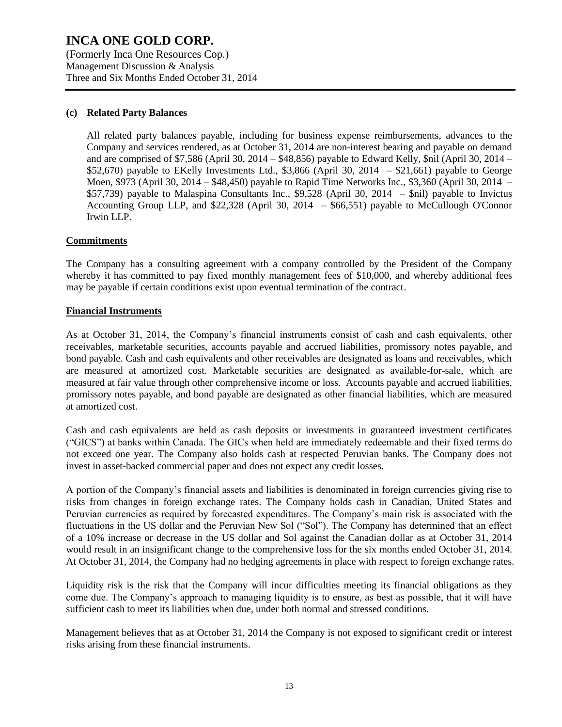### (c) Related Party Balances

All related party balances payable, including for business expense reimbursements, advances to the Company and services rendered, as at October 31, 2014 are non-interest bearing and payable on demand and are comprised of $7,586 (April 30, 2014 – $48,856) payable to Edward Kelly, $nil (April 30, 2014 – $52,670) payable to EKelly Investments Ltd., $3,866 (April 30, 2014 – $21,661) payable to George Moen, $973 (April 30, 2014 – $48,450) payable to Rapid Time Networks Inc., $3,360 (April 30, 2014 – $57,739) payable to Malaspina Consultants Inc., $9,528 (April 30, 2014 – $nil) payable to Invictus Accounting Group LLP, and $22,328 (April 30, 2014 – $66,551) payable to McCullough O'Connor Irwin LLP.

## Commitments

The Company has a consulting agreement with a company controlled by the President of the Company whereby it has committed to pay fixed monthly management fees of $10,000, and whereby additional fees may be payable if certain conditions exist upon eventual termination of the contract.

## Financial Instruments

As at October 31, 2014, the Company's financial instruments consist of cash and cash equivalents, other receivables, marketable securities, accounts payable and accrued liabilities, promissory notes payable, and bond payable. Cash and cash equivalents and other receivables are designated as loans and receivables, which are measured at amortized cost. Marketable securities are designated as available-for-sale, which are measured at fair value through other comprehensive income or loss. Accounts payable and accrued liabilities, promissory notes payable, and bond payable are designated as other financial liabilities, which are measured at amortized cost.

Cash and cash equivalents are held as cash deposits or investments in guaranteed investment certificates ("GICS") at banks within Canada. The GICs when held are immediately redeemable and their fixed terms do not exceed one year. The Company also holds cash at respected Peruvian banks. The Company does not invest in asset-backed commercial paper and does not expect any credit losses.

A portion of the Company's financial assets and liabilities is denominated in foreign currencies giving rise to risks from changes in foreign exchange rates. The Company holds cash in Canadian, United States and Peruvian currencies as required by forecasted expenditures. The Company's main risk is associated with the fluctuations in the US dollar and the Peruvian New Sol ("Sol"). The Company has determined that an effect of a 10% increase or decrease in the US dollar and Sol against the Canadian dollar as at October 31, 2014 would result in an insignificant change to the comprehensive loss for the six months ended October 31, 2014. At October 31, 2014, the Company had no hedging agreements in place with respect to foreign exchange rates.

Liquidity risk is the risk that the Company will incur difficulties meeting its financial obligations as they come due. The Company's approach to managing liquidity is to ensure, as best as possible, that it will have sufficient cash to meet its liabilities when due, under both normal and stressed conditions.

Management believes that as at October 31, 2014 the Company is not exposed to significant credit or interest risks arising from these financial instruments.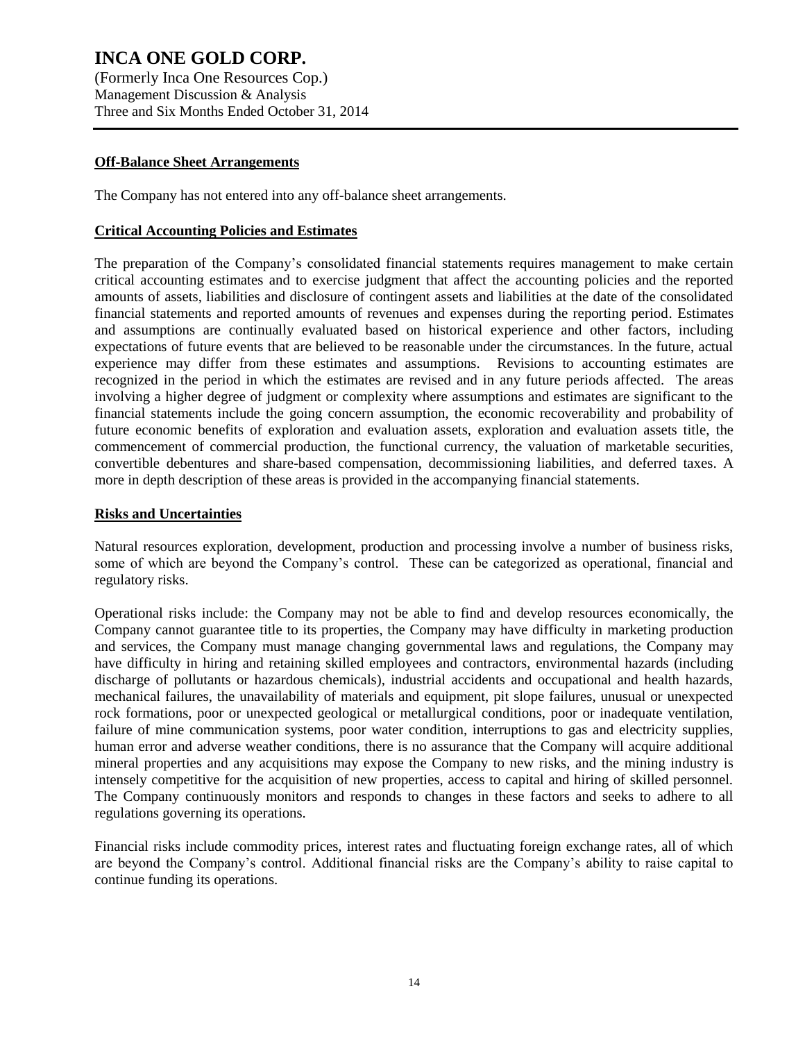## Off-Balance Sheet Arrangements

The Company has not entered into any off-balance sheet arrangements.

## Critical Accounting Policies and Estimates

The preparation of the Company's consolidated financial statements requires management to make certain critical accounting estimates and to exercise judgment that affect the accounting policies and the reported amounts of assets, liabilities and disclosure of contingent assets and liabilities at the date of the consolidated financial statements and reported amounts of revenues and expenses during the reporting period. Estimates and assumptions are continually evaluated based on historical experience and other factors, including expectations of future events that are believed to be reasonable under the circumstances. In the future, actual experience may differ from these estimates and assumptions. Revisions to accounting estimates are recognized in the period in which the estimates are revised and in any future periods affected. The areas involving a higher degree of judgment or complexity where assumptions and estimates are significant to the financial statements include the going concern assumption, the economic recoverability and probability of future economic benefits of exploration and evaluation assets, exploration and evaluation assets title, the commencement of commercial production, the functional currency, the valuation of marketable securities, convertible debentures and share-based compensation, decommissioning liabilities, and deferred taxes. A more in depth description of these areas is provided in the accompanying financial statements.

## Risks and Uncertainties

Natural resources exploration, development, production and processing involve a number of business risks, some of which are beyond the Company's control. These can be categorized as operational, financial and regulatory risks.

Operational risks include: the Company may not be able to find and develop resources economically, the Company cannot guarantee title to its properties, the Company may have difficulty in marketing production and services, the Company must manage changing governmental laws and regulations, the Company may have difficulty in hiring and retaining skilled employees and contractors, environmental hazards (including discharge of pollutants or hazardous chemicals), industrial accidents and occupational and health hazards, mechanical failures, the unavailability of materials and equipment, pit slope failures, unusual or unexpected rock formations, poor or unexpected geological or metallurgical conditions, poor or inadequate ventilation, failure of mine communication systems, poor water condition, interruptions to gas and electricity supplies, human error and adverse weather conditions, there is no assurance that the Company will acquire additional mineral properties and any acquisitions may expose the Company to new risks, and the mining industry is intensely competitive for the acquisition of new properties, access to capital and hiring of skilled personnel. The Company continuously monitors and responds to changes in these factors and seeks to adhere to all regulations governing its operations.

Financial risks include commodity prices, interest rates and fluctuating foreign exchange rates, all of which are beyond the Company's control. Additional financial risks are the Company's ability to raise capital to continue funding its operations.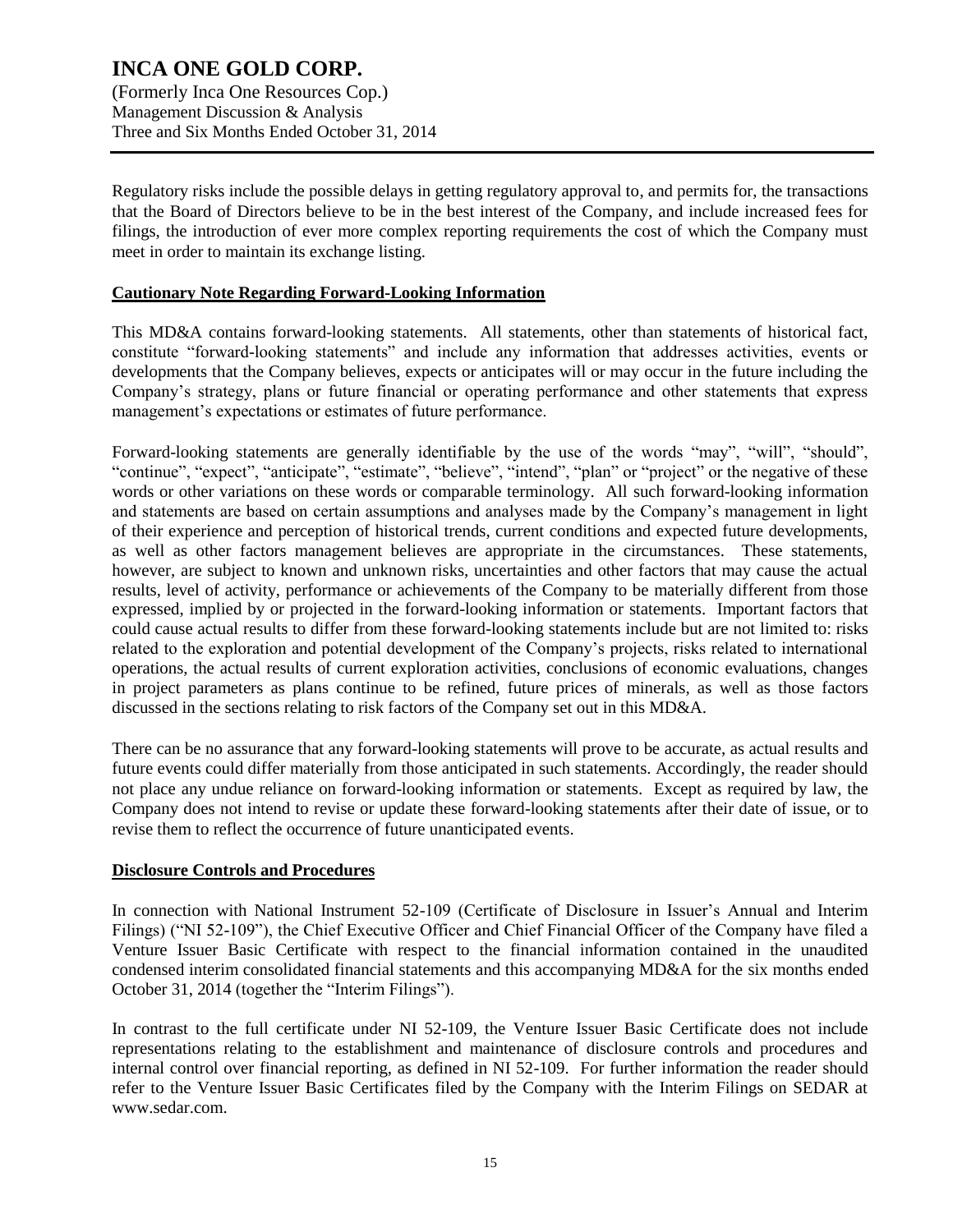Regulatory risks include the possible delays in getting regulatory approval to, and permits for, the transactions that the Board of Directors believe to be in the best interest of the Company, and include increased fees for filings, the introduction of ever more complex reporting requirements the cost of which the Company must meet in order to maintain its exchange listing.

## Cautionary Note Regarding Forward-Looking Information

This MD&A contains forward-looking statements. All statements, other than statements of historical fact, constitute "forward-looking statements" and include any information that addresses activities, events or developments that the Company believes, expects or anticipates will or may occur in the future including the Company's strategy, plans or future financial or operating performance and other statements that express management's expectations or estimates of future performance.

Forward-looking statements are generally identifiable by the use of the words "may", "will", "should", "continue", "expect", "anticipate", "estimate", "believe", "intend", "plan" or "project" or the negative of these words or other variations on these words or comparable terminology. All such forward-looking information and statements are based on certain assumptions and analyses made by the Company's management in light of their experience and perception of historical trends, current conditions and expected future developments, as well as other factors management believes are appropriate in the circumstances. These statements, however, are subject to known and unknown risks, uncertainties and other factors that may cause the actual results, level of activity, performance or achievements of the Company to be materially different from those expressed, implied by or projected in the forward-looking information or statements. Important factors that could cause actual results to differ from these forward-looking statements include but are not limited to: risks related to the exploration and potential development of the Company's projects, risks related to international operations, the actual results of current exploration activities, conclusions of economic evaluations, changes in project parameters as plans continue to be refined, future prices of minerals, as well as those factors discussed in the sections relating to risk factors of the Company set out in this MD&A.

There can be no assurance that any forward-looking statements will prove to be accurate, as actual results and future events could differ materially from those anticipated in such statements. Accordingly, the reader should not place any undue reliance on forward-looking information or statements. Except as required by law, the Company does not intend to revise or update these forward-looking statements after their date of issue, or to revise them to reflect the occurrence of future unanticipated events.

## Disclosure Controls and Procedures

In connection with National Instrument 52-109 (Certificate of Disclosure in Issuer's Annual and Interim Filings) ("NI 52-109"), the Chief Executive Officer and Chief Financial Officer of the Company have filed a Venture Issuer Basic Certificate with respect to the financial information contained in the unaudited condensed interim consolidated financial statements and this accompanying MD&A for the six months ended October 31, 2014 (together the "Interim Filings").

In contrast to the full certificate under NI 52-109, the Venture Issuer Basic Certificate does not include representations relating to the establishment and maintenance of disclosure controls and procedures and internal control over financial reporting, as defined in NI 52-109. For further information the reader should refer to the Venture Issuer Basic Certificates filed by the Company with the Interim Filings on SEDAR at www.sedar.com.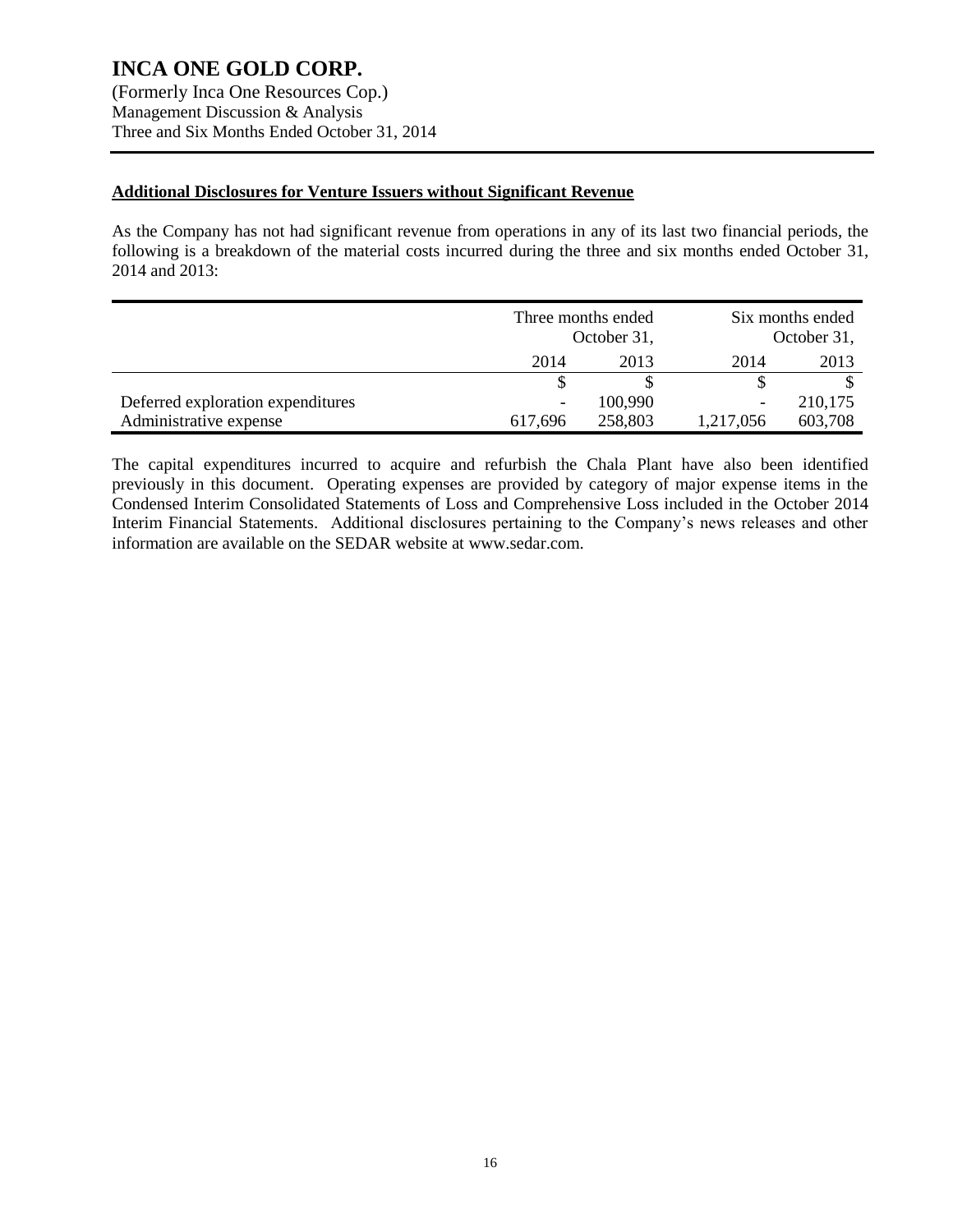**Additional Disclosures for Venture Issuers without Significant Revenue**

As the Company has not had significant revenue from operations in any of its last two financial periods, the following is a breakdown of the material costs incurred during the three and six months ended October 31, 2014 and 2013:

| | Three months ended October 31, | | Six months ended October 31, | |
|---|---|---|---|---|
| | 2014 | 2013 | 2014 | 2013 |
| | $ | $ | $ | $ |
| Deferred exploration expenditures | - | 100,990 | - | 210,175 |
| Administrative expense | 617,696 | 258,803 | 1,217,056 | 603,708 |

The capital expenditures incurred to acquire and refurbish the Chala Plant have also been identified previously in this document. Operating expenses are provided by category of major expense items in the Condensed Interim Consolidated Statements of Loss and Comprehensive Loss included in the October 2014 Interim Financial Statements. Additional disclosures pertaining to the Company's news releases and other information are available on the SEDAR website at www.sedar.com.